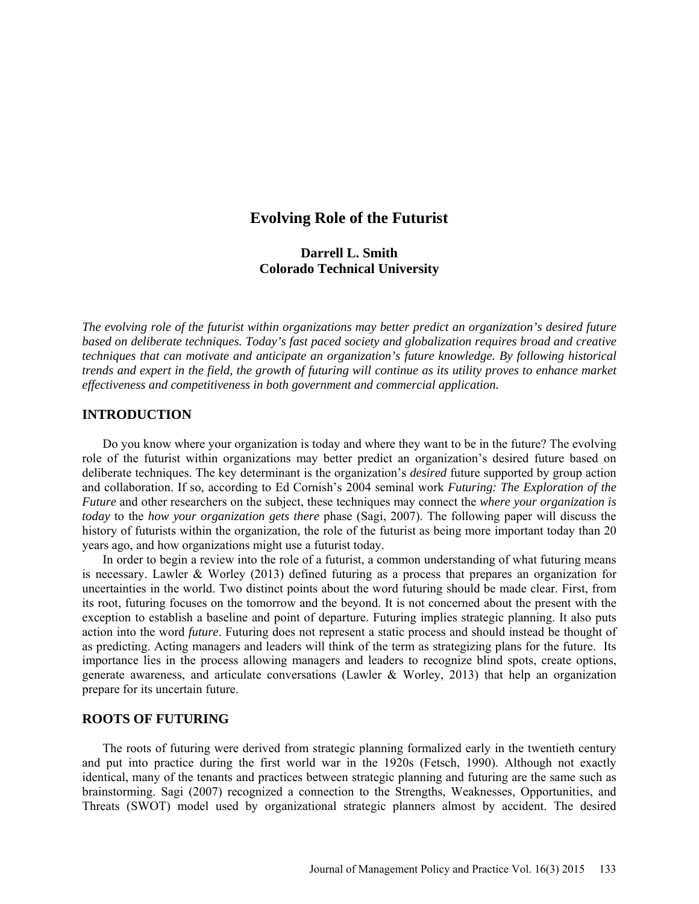# Evolving Role of the Futurist

**Darrell L. Smith**
**Colorado Technical University**

*The evolving role of the futurist within organizations may better predict an organization's desired future based on deliberate techniques. Today's fast paced society and globalization requires broad and creative techniques that can motivate and anticipate an organization's future knowledge. By following historical trends and expert in the field, the growth of futuring will continue as its utility proves to enhance market effectiveness and competitiveness in both government and commercial application.*

## INTRODUCTION

Do you know where your organization is today and where they want to be in the future? The evolving role of the futurist within organizations may better predict an organization's desired future based on deliberate techniques. The key determinant is the organization's *desired* future supported by group action and collaboration. If so, according to Ed Cornish's 2004 seminal work *Futuring: The Exploration of the Future* and other researchers on the subject, these techniques may connect the *where your organization is today* to the *how your organization gets there* phase (Sagi, 2007). The following paper will discuss the history of futurists within the organization, the role of the futurist as being more important today than 20 years ago, and how organizations might use a futurist today.

In order to begin a review into the role of a futurist, a common understanding of what futuring means is necessary. Lawler & Worley (2013) defined futuring as a process that prepares an organization for uncertainties in the world. Two distinct points about the word futuring should be made clear. First, from its root, futuring focuses on the tomorrow and the beyond. It is not concerned about the present with the exception to establish a baseline and point of departure. Futuring implies strategic planning. It also puts action into the word *future*. Futuring does not represent a static process and should instead be thought of as predicting. Acting managers and leaders will think of the term as strategizing plans for the future. Its importance lies in the process allowing managers and leaders to recognize blind spots, create options, generate awareness, and articulate conversations (Lawler & Worley, 2013) that help an organization prepare for its uncertain future.

## ROOTS OF FUTURING

The roots of futuring were derived from strategic planning formalized early in the twentieth century and put into practice during the first world war in the 1920s (Fetsch, 1990). Although not exactly identical, many of the tenants and practices between strategic planning and futuring are the same such as brainstorming. Sagi (2007) recognized a connection to the Strengths, Weaknesses, Opportunities, and Threats (SWOT) model used by organizational strategic planners almost by accident. The desired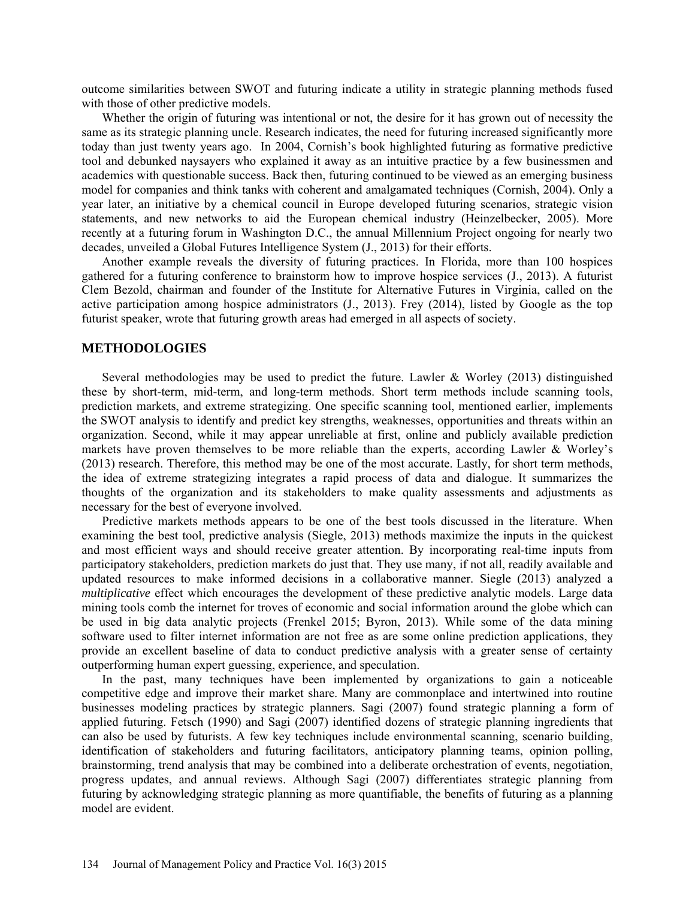outcome similarities between SWOT and futuring indicate a utility in strategic planning methods fused with those of other predictive models.

Whether the origin of futuring was intentional or not, the desire for it has grown out of necessity the same as its strategic planning uncle. Research indicates, the need for futuring increased significantly more today than just twenty years ago. In 2004, Cornish's book highlighted futuring as formative predictive tool and debunked naysayers who explained it away as an intuitive practice by a few businessmen and academics with questionable success. Back then, futuring continued to be viewed as an emerging business model for companies and think tanks with coherent and amalgamated techniques (Cornish, 2004). Only a year later, an initiative by a chemical council in Europe developed futuring scenarios, strategic vision statements, and new networks to aid the European chemical industry (Heinzelbecker, 2005). More recently at a futuring forum in Washington D.C., the annual Millennium Project ongoing for nearly two decades, unveiled a Global Futures Intelligence System (J., 2013) for their efforts.

Another example reveals the diversity of futuring practices. In Florida, more than 100 hospices gathered for a futuring conference to brainstorm how to improve hospice services (J., 2013). A futurist Clem Bezold, chairman and founder of the Institute for Alternative Futures in Virginia, called on the active participation among hospice administrators (J., 2013). Frey (2014), listed by Google as the top futurist speaker, wrote that futuring growth areas had emerged in all aspects of society.

## METHODOLOGIES

Several methodologies may be used to predict the future. Lawler & Worley (2013) distinguished these by short-term, mid-term, and long-term methods. Short term methods include scanning tools, prediction markets, and extreme strategizing. One specific scanning tool, mentioned earlier, implements the SWOT analysis to identify and predict key strengths, weaknesses, opportunities and threats within an organization. Second, while it may appear unreliable at first, online and publicly available prediction markets have proven themselves to be more reliable than the experts, according Lawler & Worley's (2013) research. Therefore, this method may be one of the most accurate. Lastly, for short term methods, the idea of extreme strategizing integrates a rapid process of data and dialogue. It summarizes the thoughts of the organization and its stakeholders to make quality assessments and adjustments as necessary for the best of everyone involved.

Predictive markets methods appears to be one of the best tools discussed in the literature. When examining the best tool, predictive analysis (Siegle, 2013) methods maximize the inputs in the quickest and most efficient ways and should receive greater attention. By incorporating real-time inputs from participatory stakeholders, prediction markets do just that. They use many, if not all, readily available and updated resources to make informed decisions in a collaborative manner. Siegle (2013) analyzed a *multiplicative* effect which encourages the development of these predictive analytic models. Large data mining tools comb the internet for troves of economic and social information around the globe which can be used in big data analytic projects (Frenkel 2015; Byron, 2013). While some of the data mining software used to filter internet information are not free as are some online prediction applications, they provide an excellent baseline of data to conduct predictive analysis with a greater sense of certainty outperforming human expert guessing, experience, and speculation.

In the past, many techniques have been implemented by organizations to gain a noticeable competitive edge and improve their market share. Many are commonplace and intertwined into routine businesses modeling practices by strategic planners. Sagi (2007) found strategic planning a form of applied futuring. Fetsch (1990) and Sagi (2007) identified dozens of strategic planning ingredients that can also be used by futurists. A few key techniques include environmental scanning, scenario building, identification of stakeholders and futuring facilitators, anticipatory planning teams, opinion polling, brainstorming, trend analysis that may be combined into a deliberate orchestration of events, negotiation, progress updates, and annual reviews. Although Sagi (2007) differentiates strategic planning from futuring by acknowledging strategic planning as more quantifiable, the benefits of futuring as a planning model are evident.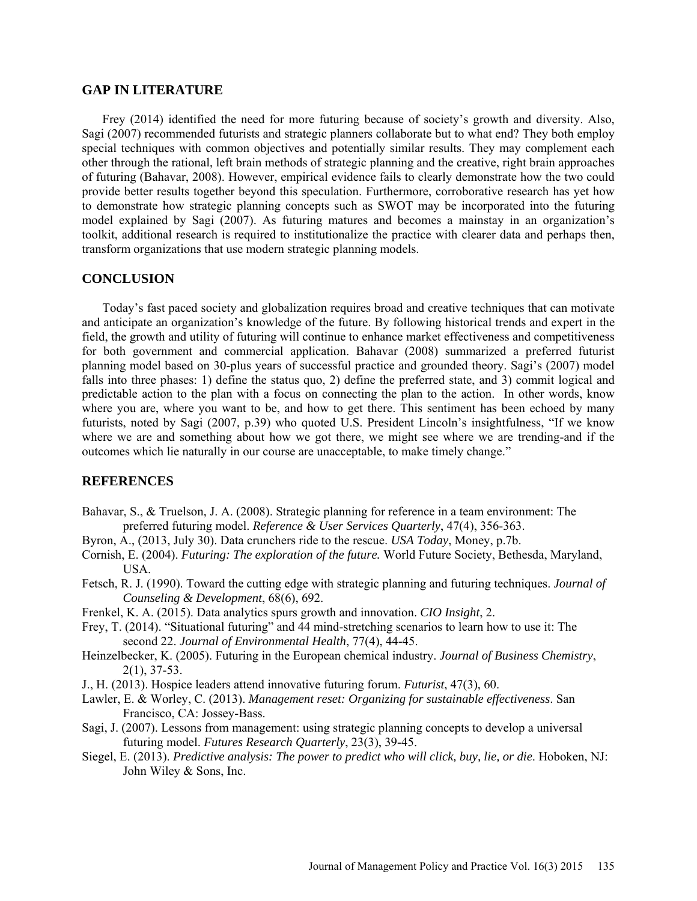## GAP IN LITERATURE

Frey (2014) identified the need for more futuring because of society's growth and diversity. Also, Sagi (2007) recommended futurists and strategic planners collaborate but to what end? They both employ special techniques with common objectives and potentially similar results. They may complement each other through the rational, left brain methods of strategic planning and the creative, right brain approaches of futuring (Bahavar, 2008). However, empirical evidence fails to clearly demonstrate how the two could provide better results together beyond this speculation. Furthermore, corroborative research has yet how to demonstrate how strategic planning concepts such as SWOT may be incorporated into the futuring model explained by Sagi (2007). As futuring matures and becomes a mainstay in an organization's toolkit, additional research is required to institutionalize the practice with clearer data and perhaps then, transform organizations that use modern strategic planning models.

## CONCLUSION

Today's fast paced society and globalization requires broad and creative techniques that can motivate and anticipate an organization's knowledge of the future. By following historical trends and expert in the field, the growth and utility of futuring will continue to enhance market effectiveness and competitiveness for both government and commercial application. Bahavar (2008) summarized a preferred futurist planning model based on 30-plus years of successful practice and grounded theory. Sagi's (2007) model falls into three phases: 1) define the status quo, 2) define the preferred state, and 3) commit logical and predictable action to the plan with a focus on connecting the plan to the action. In other words, know where you are, where you want to be, and how to get there. This sentiment has been echoed by many futurists, noted by Sagi (2007, p.39) who quoted U.S. President Lincoln's insightfulness, "If we know where we are and something about how we got there, we might see where we are trending-and if the outcomes which lie naturally in our course are unacceptable, to make timely change."

## REFERENCES

Bahavar, S., & Truelson, J. A. (2008). Strategic planning for reference in a team environment: The preferred futuring model. *Reference & User Services Quarterly*, 47(4), 356-363.

Byron, A., (2013, July 30). Data crunchers ride to the rescue. *USA Today*, Money, p.7b.

Cornish, E. (2004). *Futuring: The exploration of the future.* World Future Society, Bethesda, Maryland, USA.

Fetsch, R. J. (1990). Toward the cutting edge with strategic planning and futuring techniques. *Journal of Counseling & Development*, 68(6), 692.

Frenkel, K. A. (2015). Data analytics spurs growth and innovation. *CIO Insight*, 2.

Frey, T. (2014). "Situational futuring" and 44 mind-stretching scenarios to learn how to use it: The second 22. *Journal of Environmental Health*, 77(4), 44-45.

Heinzelbecker, K. (2005). Futuring in the European chemical industry. *Journal of Business Chemistry*, 2(1), 37-53.

J., H. (2013). Hospice leaders attend innovative futuring forum. *Futurist*, 47(3), 60.

Lawler, E. & Worley, C. (2013). *Management reset: Organizing for sustainable effectiveness*. San Francisco, CA: Jossey-Bass.

Sagi, J. (2007). Lessons from management: using strategic planning concepts to develop a universal futuring model. *Futures Research Quarterly*, 23(3), 39-45.

Siegel, E. (2013). *Predictive analysis: The power to predict who will click, buy, lie, or die*. Hoboken, NJ: John Wiley & Sons, Inc.